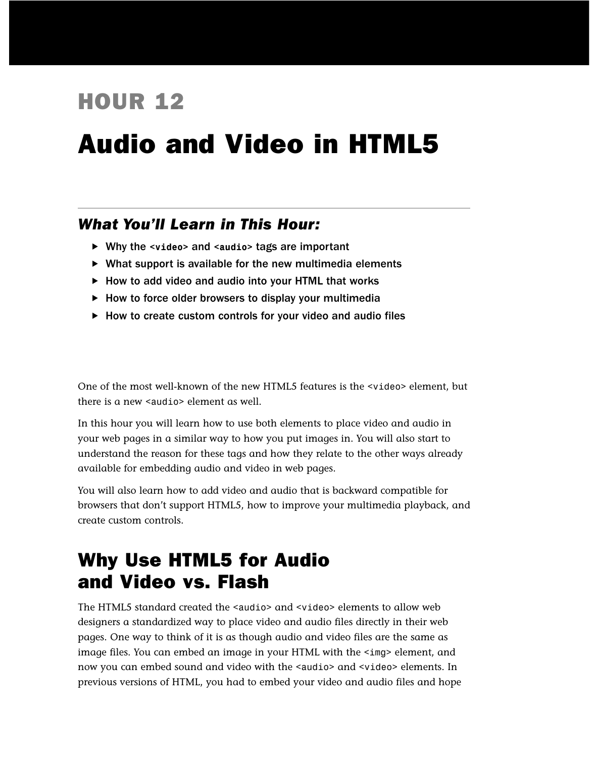# HOUR 12

# Audio and Video in HTML5

### *What You'll Learn in This Hour:*

- Why the `<video>` and `<audio>` tags are important
- What support is available for the new multimedia elements
- How to add video and audio into your HTML that works
- How to force older browsers to display your multimedia
- How to create custom controls for your video and audio files

One of the most well-known of the new HTML5 features is the `<video>` element, but there is a new `<audio>` element as well.

In this hour you will learn how to use both elements to place video and audio in your web pages in a similar way to how you put images in. You will also start to understand the reason for these tags and how they relate to the other ways already available for embedding audio and video in web pages.

You will also learn how to add video and audio that is backward compatible for browsers that don't support HTML5, how to improve your multimedia playback, and create custom controls.

## Why Use HTML5 for Audio and Video vs. Flash

The HTML5 standard created the `<audio>` and `<video>` elements to allow web designers a standardized way to place video and audio files directly in their web pages. One way to think of it is as though audio and video files are the same as image files. You can embed an image in your HTML with the `<img>` element, and now you can embed sound and video with the `<audio>` and `<video>` elements. In previous versions of HTML, you had to embed your video and audio files and hope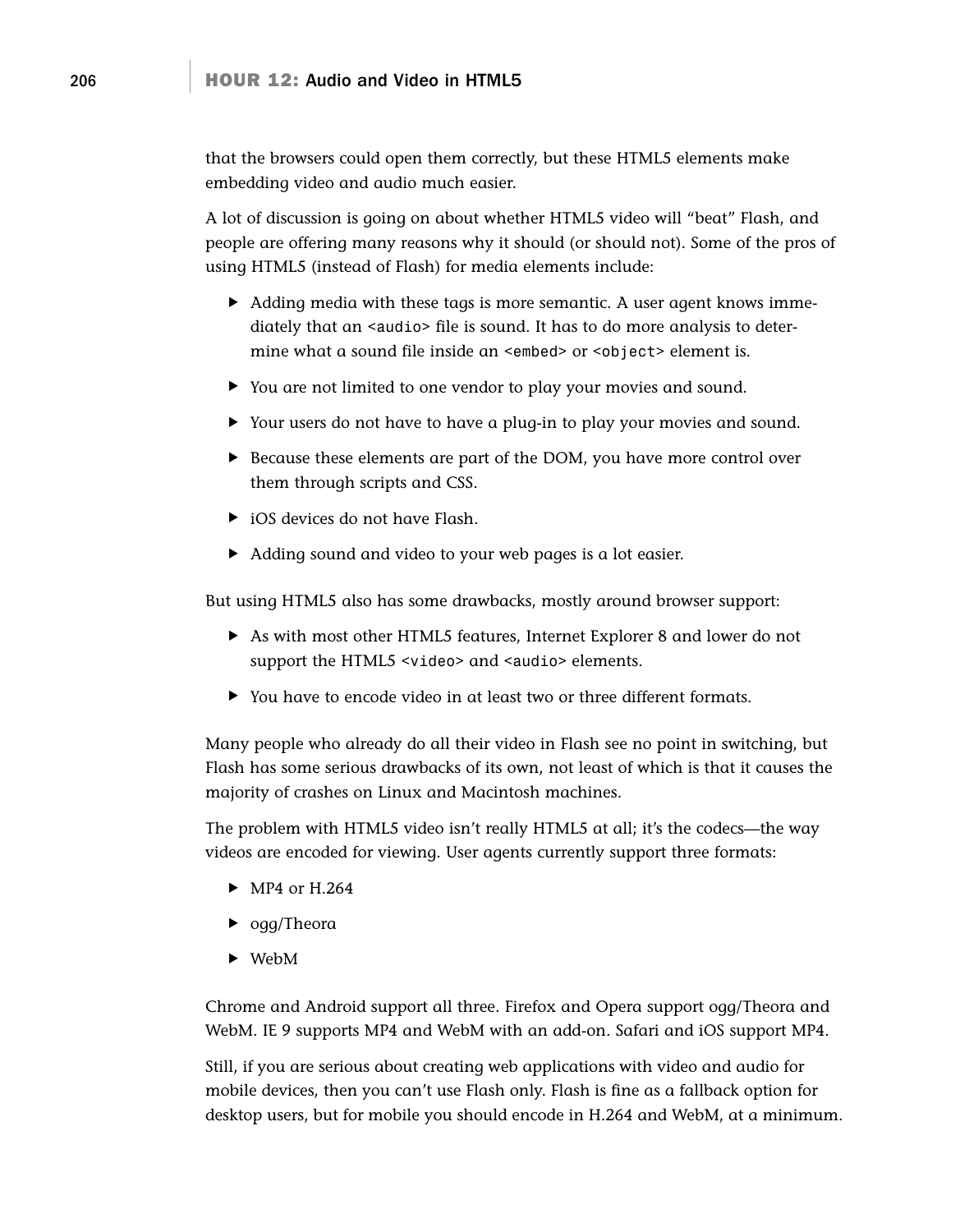that the browsers could open them correctly, but these HTML5 elements make embedding video and audio much easier.

A lot of discussion is going on about whether HTML5 video will "beat" Flash, and people are offering many reasons why it should (or should not). Some of the pros of using HTML5 (instead of Flash) for media elements include:

- Adding media with these tags is more semantic. A user agent knows immediately that an `<audio>` file is sound. It has to do more analysis to determine what a sound file inside an `<embed>` or `<object>` element is.
- You are not limited to one vendor to play your movies and sound.
- Your users do not have to have a plug-in to play your movies and sound.
- Because these elements are part of the DOM, you have more control over them through scripts and CSS.
- iOS devices do not have Flash.
- Adding sound and video to your web pages is a lot easier.

But using HTML5 also has some drawbacks, mostly around browser support:

- As with most other HTML5 features, Internet Explorer 8 and lower do not support the HTML5 `<video>` and `<audio>` elements.
- You have to encode video in at least two or three different formats.

Many people who already do all their video in Flash see no point in switching, but Flash has some serious drawbacks of its own, not least of which is that it causes the majority of crashes on Linux and Macintosh machines.

The problem with HTML5 video isn't really HTML5 at all; it's the codecs—the way videos are encoded for viewing. User agents currently support three formats:

- MP4 or H.264
- ogg/Theora
- WebM

Chrome and Android support all three. Firefox and Opera support ogg/Theora and WebM. IE 9 supports MP4 and WebM with an add-on. Safari and iOS support MP4.

Still, if you are serious about creating web applications with video and audio for mobile devices, then you can't use Flash only. Flash is fine as a fallback option for desktop users, but for mobile you should encode in H.264 and WebM, at a minimum.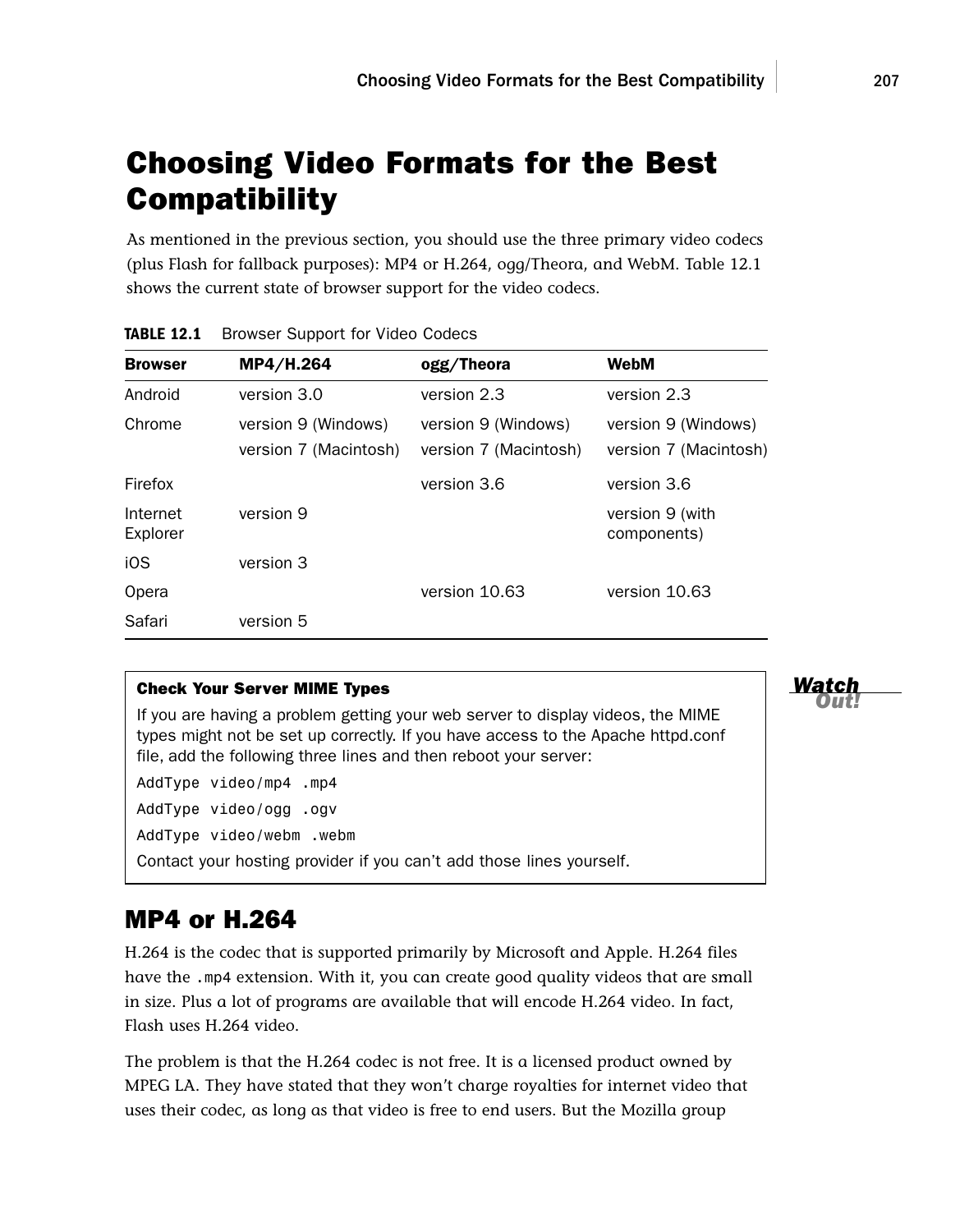# Choosing Video Formats for the Best Compatibility

As mentioned in the previous section, you should use the three primary video codecs (plus Flash for fallback purposes): MP4 or H.264, ogg/Theora, and WebM. Table 12.1 shows the current state of browser support for the video codecs.

**TABLE 12.1** Browser Support for Video Codecs

| Browser | MP4/H.264 | ogg/Theora | WebM |
|---|---|---|---|
| Android | version 3.0 | version 2.3 | version 2.3 |
| Chrome | version 9 (Windows)<br>version 7 (Macintosh) | version 9 (Windows)<br>version 7 (Macintosh) | version 9 (Windows)<br>version 7 (Macintosh) |
| Firefox | | version 3.6 | version 3.6 |
| Internet Explorer | version 9 | | version 9 (with components) |
| iOS | version 3 | | |
| Opera | | version 10.63 | version 10.63 |
| Safari | version 5 | | |

**Watch Out!**

**Check Your Server MIME Types**

If you are having a problem getting your web server to display videos, the MIME types might not be set up correctly. If you have access to the Apache httpd.conf file, add the following three lines and then reboot your server:

```
AddType video/mp4 .mp4
AddType video/ogg .ogv
AddType video/webm .webm
```

Contact your hosting provider if you can't add those lines yourself.

## MP4 or H.264

H.264 is the codec that is supported primarily by Microsoft and Apple. H.264 files have the `.mp4` extension. With it, you can create good quality videos that are small in size. Plus a lot of programs are available that will encode H.264 video. In fact, Flash uses H.264 video.

The problem is that the H.264 codec is not free. It is a licensed product owned by MPEG LA. They have stated that they won't charge royalties for internet video that uses their codec, as long as that video is free to end users. But the Mozilla group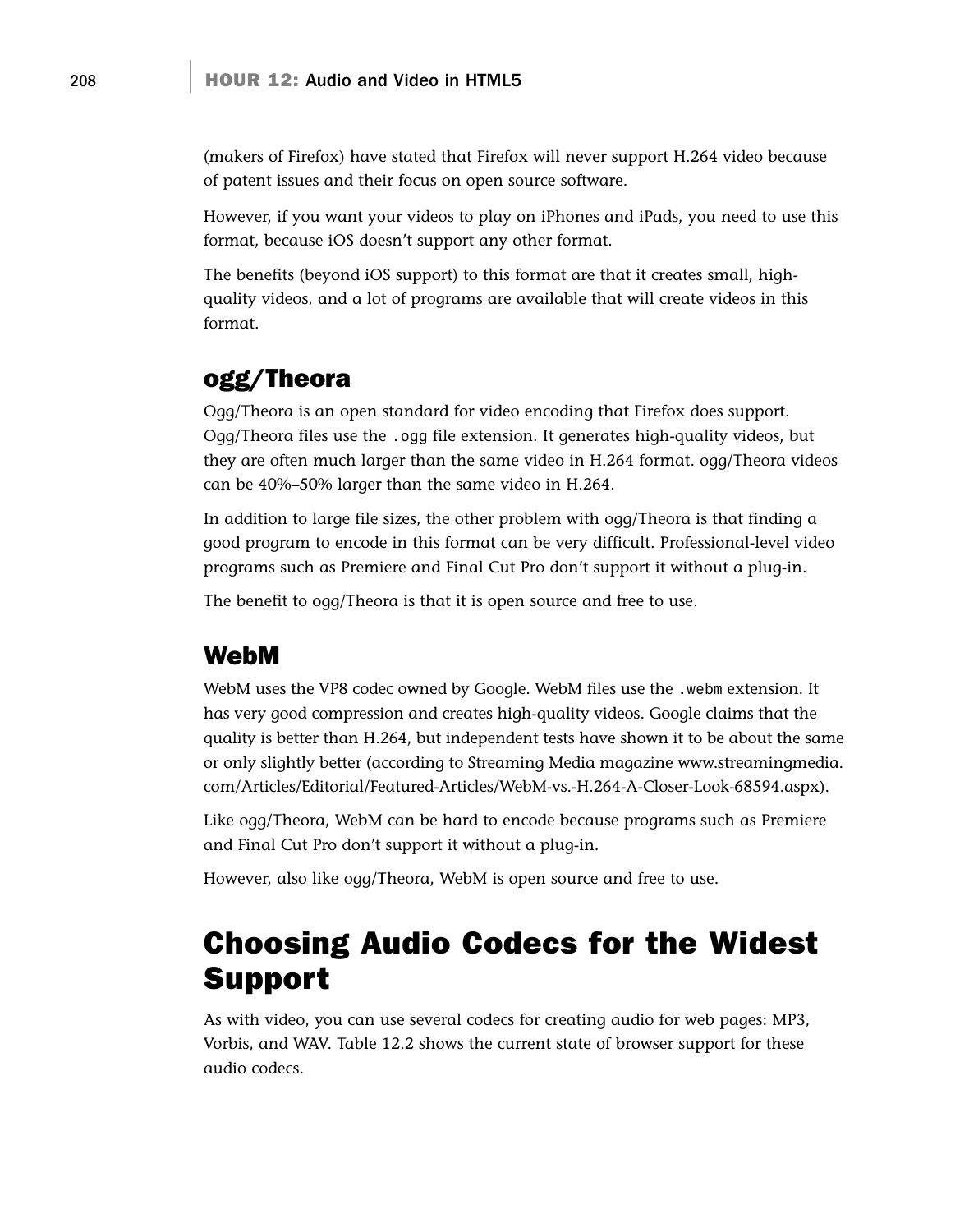(makers of Firefox) have stated that Firefox will never support H.264 video because of patent issues and their focus on open source software.

However, if you want your videos to play on iPhones and iPads, you need to use this format, because iOS doesn't support any other format.

The benefits (beyond iOS support) to this format are that it creates small, high-quality videos, and a lot of programs are available that will create videos in this format.

### ogg/Theora

Ogg/Theora is an open standard for video encoding that Firefox does support. Ogg/Theora files use the `.ogg` file extension. It generates high-quality videos, but they are often much larger than the same video in H.264 format. ogg/Theora videos can be 40%–50% larger than the same video in H.264.

In addition to large file sizes, the other problem with ogg/Theora is that finding a good program to encode in this format can be very difficult. Professional-level video programs such as Premiere and Final Cut Pro don't support it without a plug-in.

The benefit to ogg/Theora is that it is open source and free to use.

### WebM

WebM uses the VP8 codec owned by Google. WebM files use the `.webm` extension. It has very good compression and creates high-quality videos. Google claims that the quality is better than H.264, but independent tests have shown it to be about the same or only slightly better (according to Streaming Media magazine www.streamingmedia.com/Articles/Editorial/Featured-Articles/WebM-vs.-H.264-A-Closer-Look-68594.aspx).

Like ogg/Theora, WebM can be hard to encode because programs such as Premiere and Final Cut Pro don't support it without a plug-in.

However, also like ogg/Theora, WebM is open source and free to use.

## Choosing Audio Codecs for the Widest Support

As with video, you can use several codecs for creating audio for web pages: MP3, Vorbis, and WAV. Table 12.2 shows the current state of browser support for these audio codecs.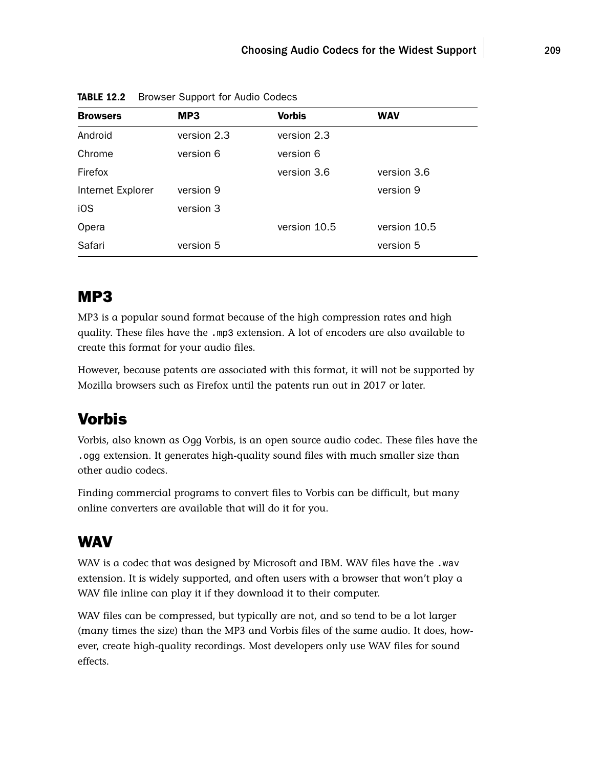**TABLE 12.2** Browser Support for Audio Codecs

| Browsers | MP3 | Vorbis | WAV |
|---|---|---|---|
| Android | version 2.3 | version 2.3 | |
| Chrome | version 6 | version 6 | |
| Firefox | | version 3.6 | version 3.6 |
| Internet Explorer | version 9 | | version 9 |
| iOS | version 3 | | |
| Opera | | version 10.5 | version 10.5 |
| Safari | version 5 | | version 5 |

## MP3

MP3 is a popular sound format because of the high compression rates and high quality. These files have the `.mp3` extension. A lot of encoders are also available to create this format for your audio files.

However, because patents are associated with this format, it will not be supported by Mozilla browsers such as Firefox until the patents run out in 2017 or later.

## Vorbis

Vorbis, also known as Ogg Vorbis, is an open source audio codec. These files have the `.ogg` extension. It generates high-quality sound files with much smaller size than other audio codecs.

Finding commercial programs to convert files to Vorbis can be difficult, but many online converters are available that will do it for you.

## WAV

WAV is a codec that was designed by Microsoft and IBM. WAV files have the `.wav` extension. It is widely supported, and often users with a browser that won't play a WAV file inline can play it if they download it to their computer.

WAV files can be compressed, but typically are not, and so tend to be a lot larger (many times the size) than the MP3 and Vorbis files of the same audio. It does, however, create high-quality recordings. Most developers only use WAV files for sound effects.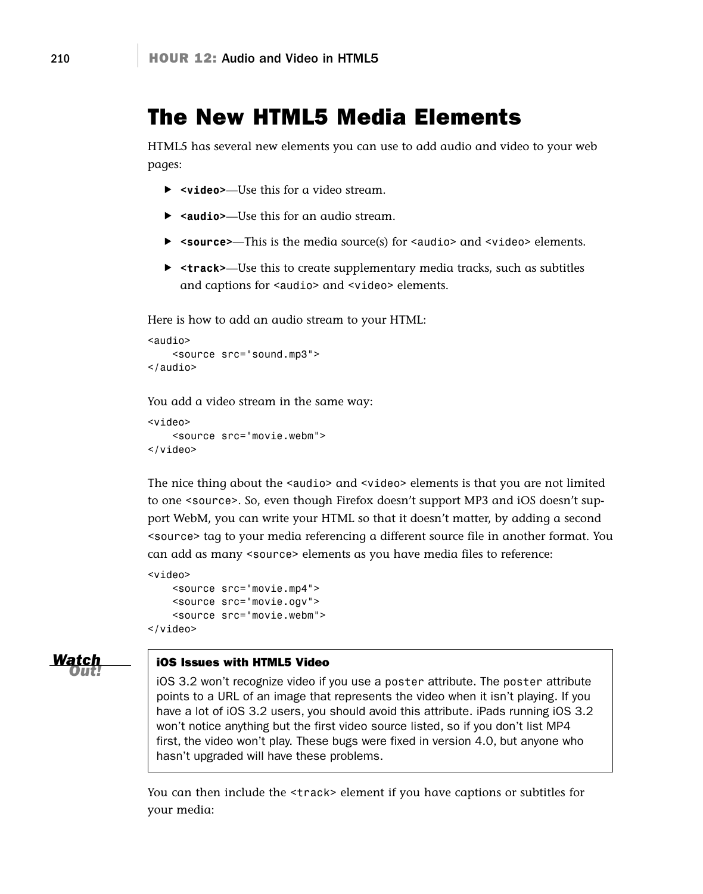## The New HTML5 Media Elements

HTML5 has several new elements you can use to add audio and video to your web pages:

- **`<video>`**—Use this for a video stream.
- **`<audio>`**—Use this for an audio stream.
- **`<source>`**—This is the media source(s) for `<audio>` and `<video>` elements.
- **`<track>`**—Use this to create supplementary media tracks, such as subtitles and captions for `<audio>` and `<video>` elements.

Here is how to add an audio stream to your HTML:

```
<audio>
    <source src="sound.mp3">
</audio>
```

You add a video stream in the same way:

```
<video>
    <source src="movie.webm">
</video>
```

The nice thing about the `<audio>` and `<video>` elements is that you are not limited to one `<source>`. So, even though Firefox doesn't support MP3 and iOS doesn't support WebM, you can write your HTML so that it doesn't matter, by adding a second `<source>` tag to your media referencing a different source file in another format. You can add as many `<source>` elements as you have media files to reference:

```
<video>
    <source src="movie.mp4">
    <source src="movie.ogv">
    <source src="movie.webm">
</video>
```

**Watch Out!**

**iOS Issues with HTML5 Video**

iOS 3.2 won't recognize video if you use a `poster` attribute. The `poster` attribute points to a URL of an image that represents the video when it isn't playing. If you have a lot of iOS 3.2 users, you should avoid this attribute. iPads running iOS 3.2 won't notice anything but the first video source listed, so if you don't list MP4 first, the video won't play. These bugs were fixed in version 4.0, but anyone who hasn't upgraded will have these problems.

You can then include the `<track>` element if you have captions or subtitles for your media: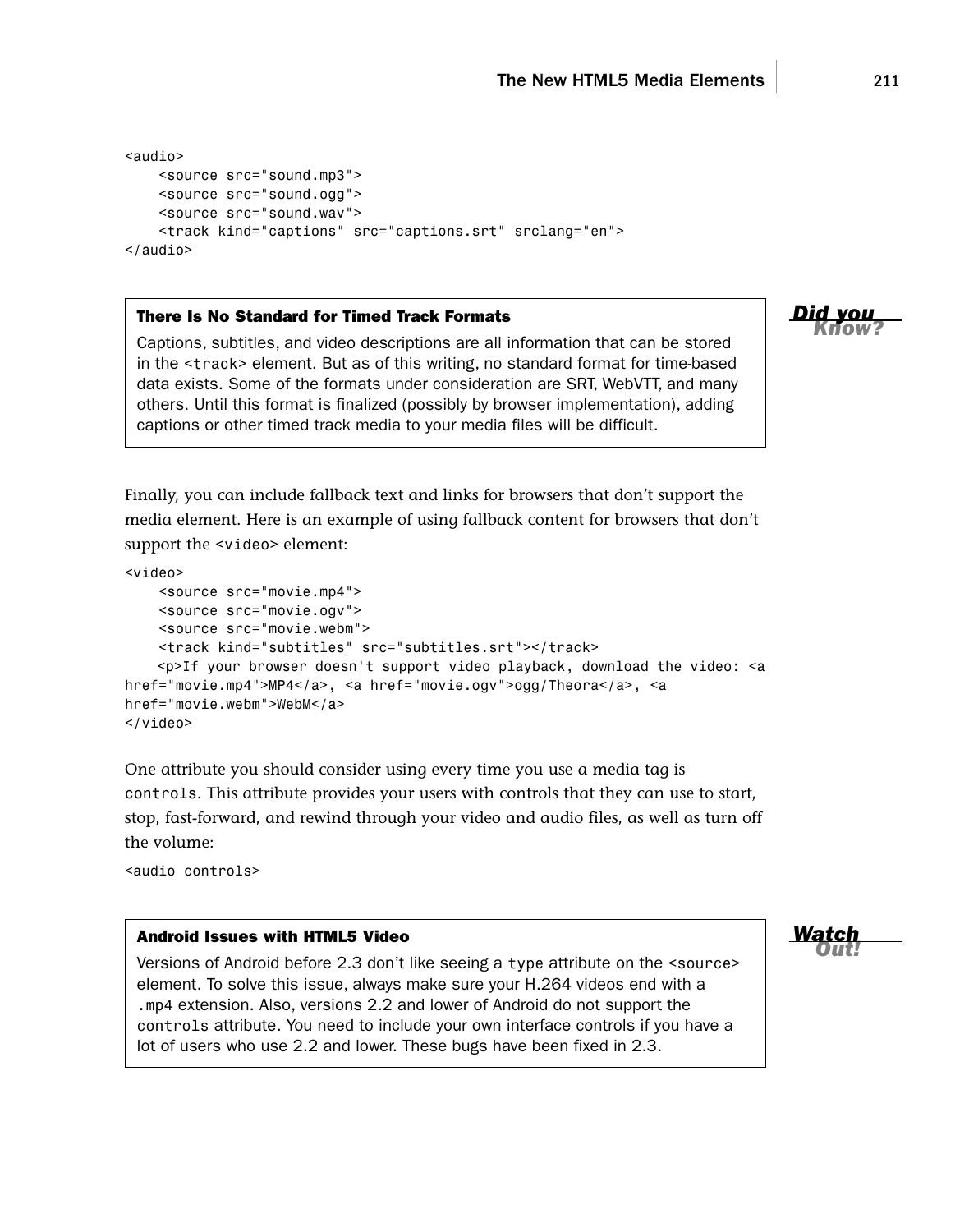```
<audio>
    <source src="sound.mp3">
    <source src="sound.ogg">
    <source src="sound.wav">
    <track kind="captions" src="captions.srt" srclang="en">
</audio>
```

> **Did you Know?**
>
> **There Is No Standard for Timed Track Formats**
>
> Captions, subtitles, and video descriptions are all information that can be stored in the `<track>` element. But as of this writing, no standard format for time-based data exists. Some of the formats under consideration are SRT, WebVTT, and many others. Until this format is finalized (possibly by browser implementation), adding captions or other timed track media to your media files will be difficult.

Finally, you can include fallback text and links for browsers that don't support the media element. Here is an example of using fallback content for browsers that don't support the `<video>` element:

```
<video>
    <source src="movie.mp4">
    <source src="movie.ogv">
    <source src="movie.webm">
    <track kind="subtitles" src="subtitles.srt"></track>
    <p>If your browser doesn't support video playback, download the video: <a
href="movie.mp4">MP4</a>, <a href="movie.ogv">ogg/Theora</a>, <a
href="movie.webm">WebM</a>
</video>
```

One attribute you should consider using every time you use a media tag is `controls`. This attribute provides your users with controls that they can use to start, stop, fast-forward, and rewind through your video and audio files, as well as turn off the volume:

```
<audio controls>
```

> **Watch Out!**
>
> **Android Issues with HTML5 Video**
>
> Versions of Android before 2.3 don't like seeing a `type` attribute on the `<source>` element. To solve this issue, always make sure your H.264 videos end with a `.mp4` extension. Also, versions 2.2 and lower of Android do not support the `controls` attribute. You need to include your own interface controls if you have a lot of users who use 2.2 and lower. These bugs have been fixed in 2.3.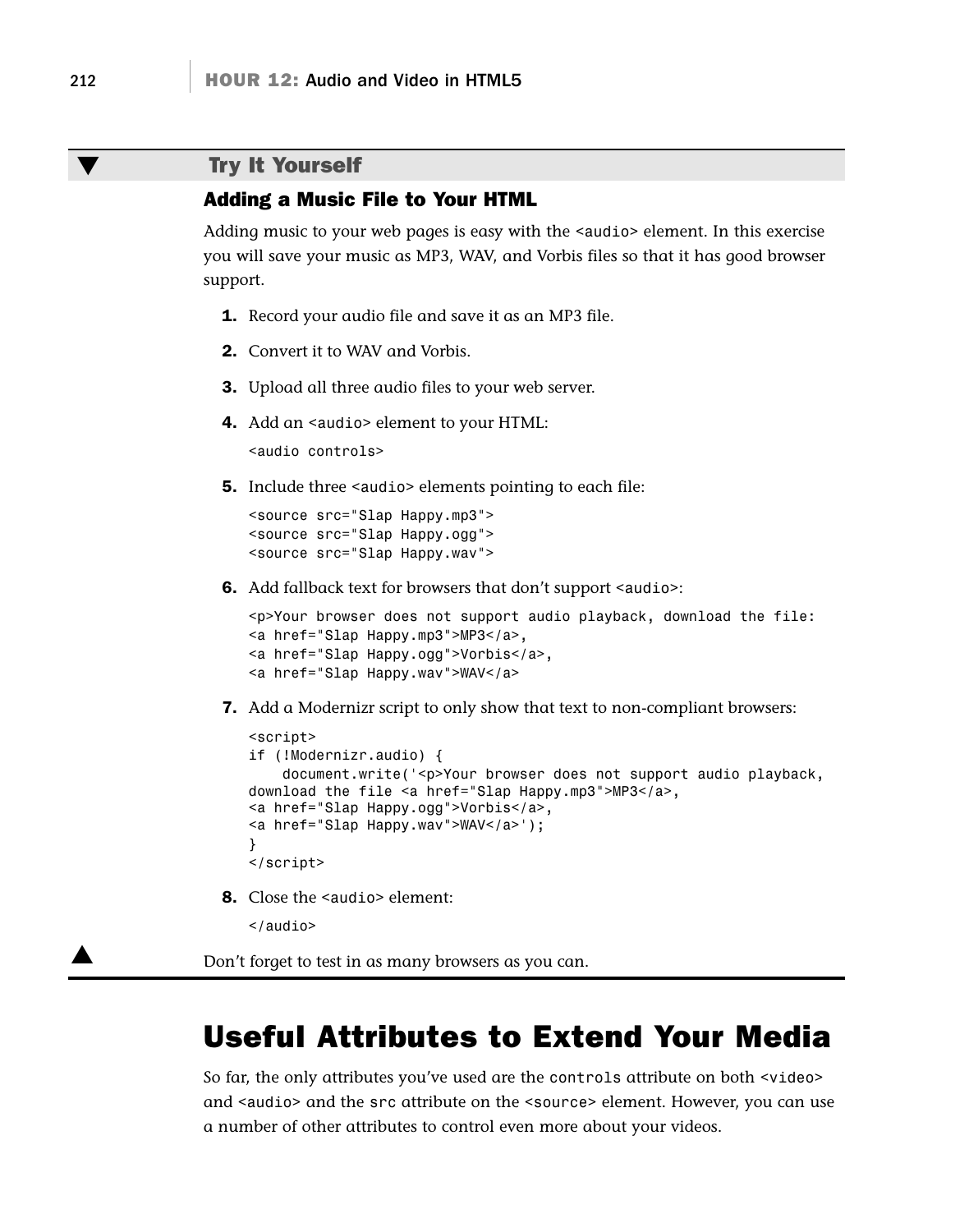## Try It Yourself

### Adding a Music File to Your HTML

Adding music to your web pages is easy with the `<audio>` element. In this exercise you will save your music as MP3, WAV, and Vorbis files so that it has good browser support.

1. Record your audio file and save it as an MP3 file.

2. Convert it to WAV and Vorbis.

3. Upload all three audio files to your web server.

4. Add an `<audio>` element to your HTML:

```
<audio controls>
```

5. Include three `<audio>` elements pointing to each file:

```
<source src="Slap Happy.mp3">
<source src="Slap Happy.ogg">
<source src="Slap Happy.wav">
```

6. Add fallback text for browsers that don't support `<audio>`:

```
<p>Your browser does not support audio playback, download the file:
<a href="Slap Happy.mp3">MP3</a>,
<a href="Slap Happy.ogg">Vorbis</a>,
<a href="Slap Happy.wav">WAV</a>
```

7. Add a Modernizr script to only show that text to non-compliant browsers:

```
<script>
if (!Modernizr.audio) {
    document.write('<p>Your browser does not support audio playback,
download the file <a href="Slap Happy.mp3">MP3</a>,
<a href="Slap Happy.ogg">Vorbis</a>,
<a href="Slap Happy.wav">WAV</a>');
}
</script>
```

8. Close the `<audio>` element:

```
</audio>
```

Don't forget to test in as many browsers as you can.

# Useful Attributes to Extend Your Media

So far, the only attributes you've used are the `controls` attribute on both `<video>` and `<audio>` and the `src` attribute on the `<source>` element. However, you can use a number of other attributes to control even more about your videos.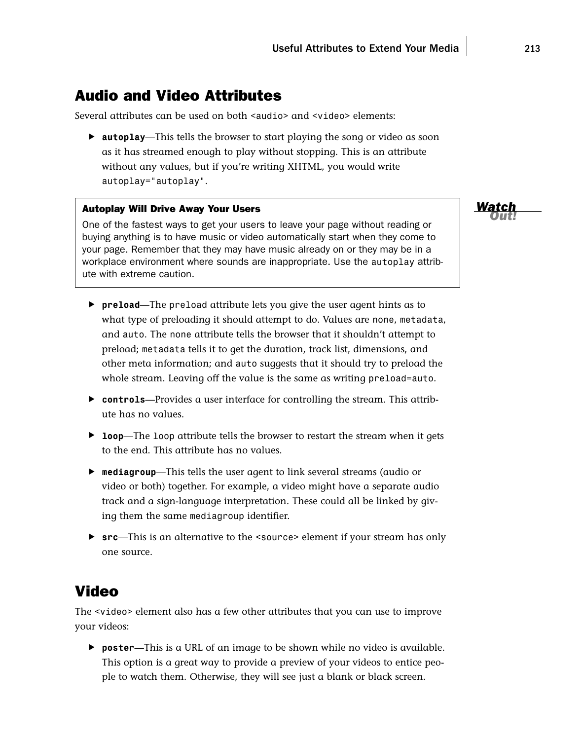## Audio and Video Attributes

Several attributes can be used on both `<audio>` and `<video>` elements:

- **`autoplay`**—This tells the browser to start playing the song or video as soon as it has streamed enough to play without stopping. This is an attribute without any values, but if you're writing XHTML, you would write `autoplay="autoplay"`.

> **Watch Out!**
>
> **Autoplay Will Drive Away Your Users**
>
> One of the fastest ways to get your users to leave your page without reading or buying anything is to have music or video automatically start when they come to your page. Remember that they may have music already on or they may be in a workplace environment where sounds are inappropriate. Use the `autoplay` attribute with extreme caution.

- **`preload`**—The `preload` attribute lets you give the user agent hints as to what type of preloading it should attempt to do. Values are `none`, `metadata`, and `auto`. The `none` attribute tells the browser that it shouldn't attempt to preload; `metadata` tells it to get the duration, track list, dimensions, and other meta information; and `auto` suggests that it should try to preload the whole stream. Leaving off the value is the same as writing `preload=auto`.
- **`controls`**—Provides a user interface for controlling the stream. This attribute has no values.
- **`loop`**—The `loop` attribute tells the browser to restart the stream when it gets to the end. This attribute has no values.
- **`mediagroup`**—This tells the user agent to link several streams (audio or video or both) together. For example, a video might have a separate audio track and a sign-language interpretation. These could all be linked by giving them the same `mediagroup` identifier.
- **`src`**—This is an alternative to the `<source>` element if your stream has only one source.

## Video

The `<video>` element also has a few other attributes that you can use to improve your videos:

- **`poster`**—This is a URL of an image to be shown while no video is available. This option is a great way to provide a preview of your videos to entice people to watch them. Otherwise, they will see just a blank or black screen.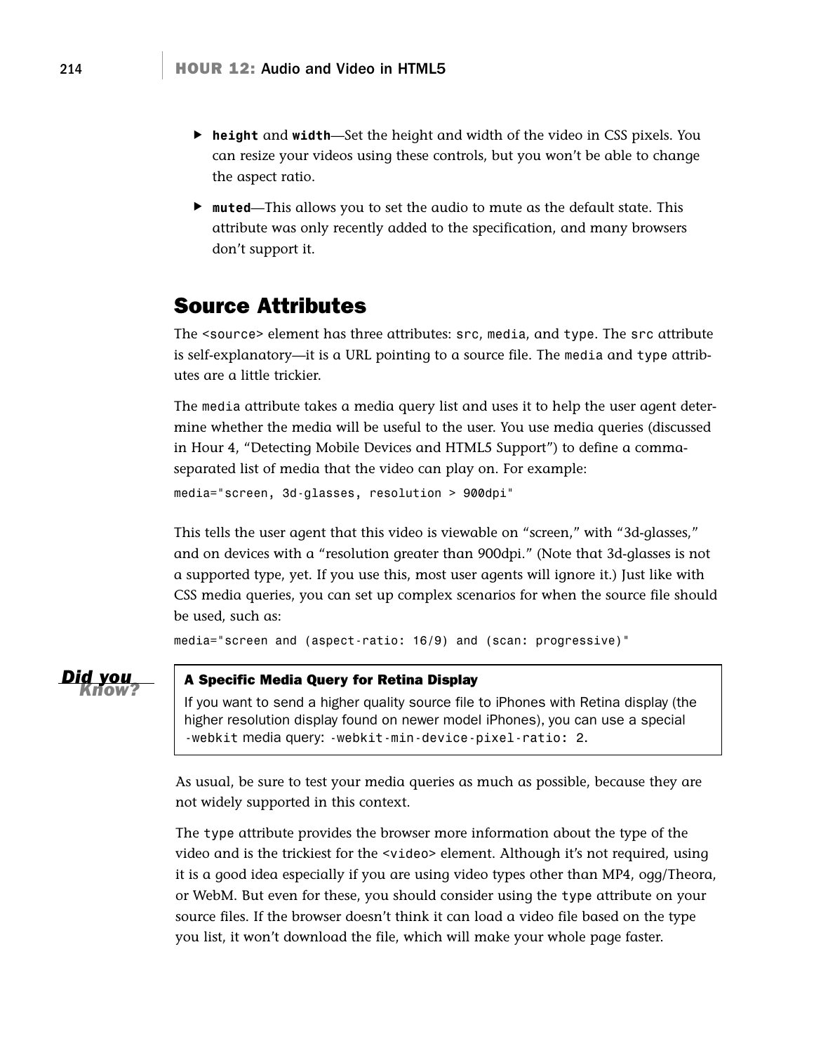- **height** and **width**—Set the height and width of the video in CSS pixels. You can resize your videos using these controls, but you won't be able to change the aspect ratio.
- **muted**—This allows you to set the audio to mute as the default state. This attribute was only recently added to the specification, and many browsers don't support it.

## Source Attributes

The `<source>` element has three attributes: `src`, `media`, and `type`. The `src` attribute is self-explanatory—it is a URL pointing to a source file. The `media` and `type` attributes are a little trickier.

The `media` attribute takes a media query list and uses it to help the user agent determine whether the media will be useful to the user. You use media queries (discussed in Hour 4, "Detecting Mobile Devices and HTML5 Support") to define a comma-separated list of media that the video can play on. For example:

```
media="screen, 3d-glasses, resolution > 900dpi"
```

This tells the user agent that this video is viewable on "screen," with "3d-glasses," and on devices with a "resolution greater than 900dpi." (Note that 3d-glasses is not a supported type, yet. If you use this, most user agents will ignore it.) Just like with CSS media queries, you can set up complex scenarios for when the source file should be used, such as:

```
media="screen and (aspect-ratio: 16/9) and (scan: progressive)"
```

> ***Did you Know?***
>
> **A Specific Media Query for Retina Display**
>
> If you want to send a higher quality source file to iPhones with Retina display (the higher resolution display found on newer model iPhones), you can use a special `-webkit` media query: `-webkit-min-device-pixel-ratio: 2`.

As usual, be sure to test your media queries as much as possible, because they are not widely supported in this context.

The `type` attribute provides the browser more information about the type of the video and is the trickiest for the `<video>` element. Although it's not required, using it is a good idea especially if you are using video types other than MP4, ogg/Theora, or WebM. But even for these, you should consider using the `type` attribute on your source files. If the browser doesn't think it can load a video file based on the type you list, it won't download the file, which will make your whole page faster.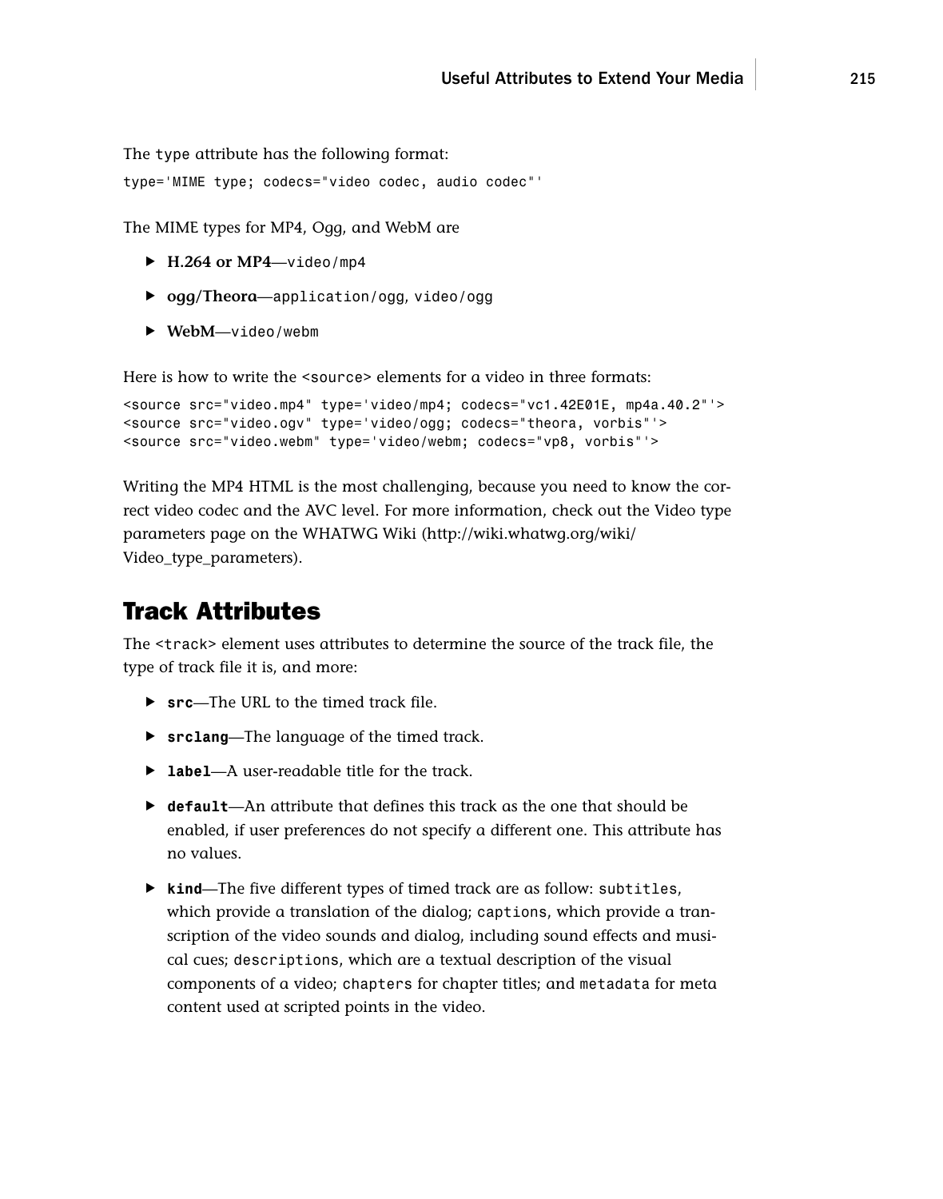The `type` attribute has the following format:

```
type='MIME type; codecs="video codec, audio codec"'
```

The MIME types for MP4, Ogg, and WebM are

- **H.264 or MP4**—`video/mp4`
- **ogg/Theora**—`application/ogg`, `video/ogg`
- **WebM**—`video/webm`

Here is how to write the `<source>` elements for a video in three formats:

```
<source src="video.mp4" type='video/mp4; codecs="vc1.42E01E, mp4a.40.2"'>
<source src="video.ogv" type='video/ogg; codecs="theora, vorbis"'>
<source src="video.webm" type='video/webm; codecs="vp8, vorbis"'>
```

Writing the MP4 HTML is the most challenging, because you need to know the correct video codec and the AVC level. For more information, check out the Video type parameters page on the WHATWG Wiki (http://wiki.whatwg.org/wiki/Video_type_parameters).

## Track Attributes

The `<track>` element uses attributes to determine the source of the track file, the type of track file it is, and more:

- **`src`**—The URL to the timed track file.
- **`srclang`**—The language of the timed track.
- **`label`**—A user-readable title for the track.
- **`default`**—An attribute that defines this track as the one that should be enabled, if user preferences do not specify a different one. This attribute has no values.
- **`kind`**—The five different types of timed track are as follow: `subtitles`, which provide a translation of the dialog; `captions`, which provide a transcription of the video sounds and dialog, including sound effects and musical cues; `descriptions`, which are a textual description of the visual components of a video; `chapters` for chapter titles; and `metadata` for meta content used at scripted points in the video.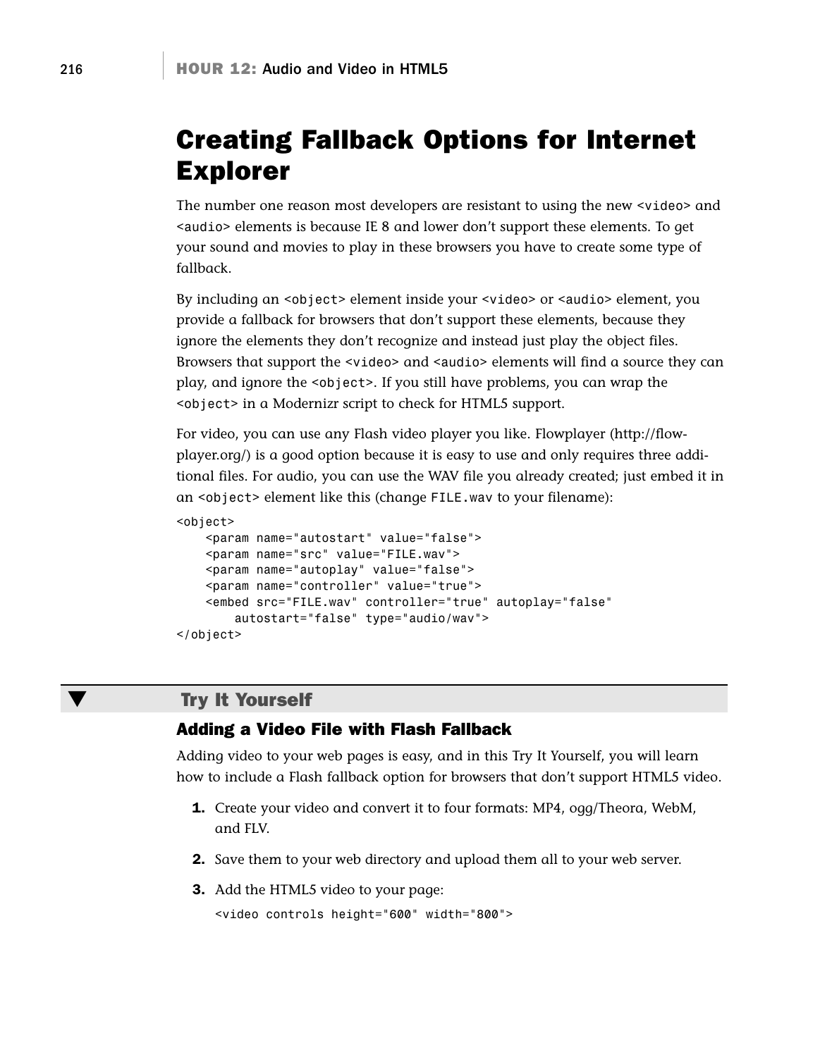# Creating Fallback Options for Internet Explorer

The number one reason most developers are resistant to using the new `<video>` and `<audio>` elements is because IE 8 and lower don't support these elements. To get your sound and movies to play in these browsers you have to create some type of fallback.

By including an `<object>` element inside your `<video>` or `<audio>` element, you provide a fallback for browsers that don't support these elements, because they ignore the elements they don't recognize and instead just play the object files. Browsers that support the `<video>` and `<audio>` elements will find a source they can play, and ignore the `<object>`. If you still have problems, you can wrap the `<object>` in a Modernizr script to check for HTML5 support.

For video, you can use any Flash video player you like. Flowplayer (http://flowplayer.org/) is a good option because it is easy to use and only requires three additional files. For audio, you can use the WAV file you already created; just embed it in an `<object>` element like this (change `FILE.wav` to your filename):

```
<object>
    <param name="autostart" value="false">
    <param name="src" value="FILE.wav">
    <param name="autoplay" value="false">
    <param name="controller" value="true">
    <embed src="FILE.wav" controller="true" autoplay="false"
        autostart="false" type="audio/wav">
</object>
```

## Try It Yourself

### Adding a Video File with Flash Fallback

Adding video to your web pages is easy, and in this Try It Yourself, you will learn how to include a Flash fallback option for browsers that don't support HTML5 video.

1. Create your video and convert it to four formats: MP4, ogg/Theora, WebM, and FLV.
2. Save them to your web directory and upload them all to your web server.
3. Add the HTML5 video to your page:

```
<video controls height="600" width="800">
```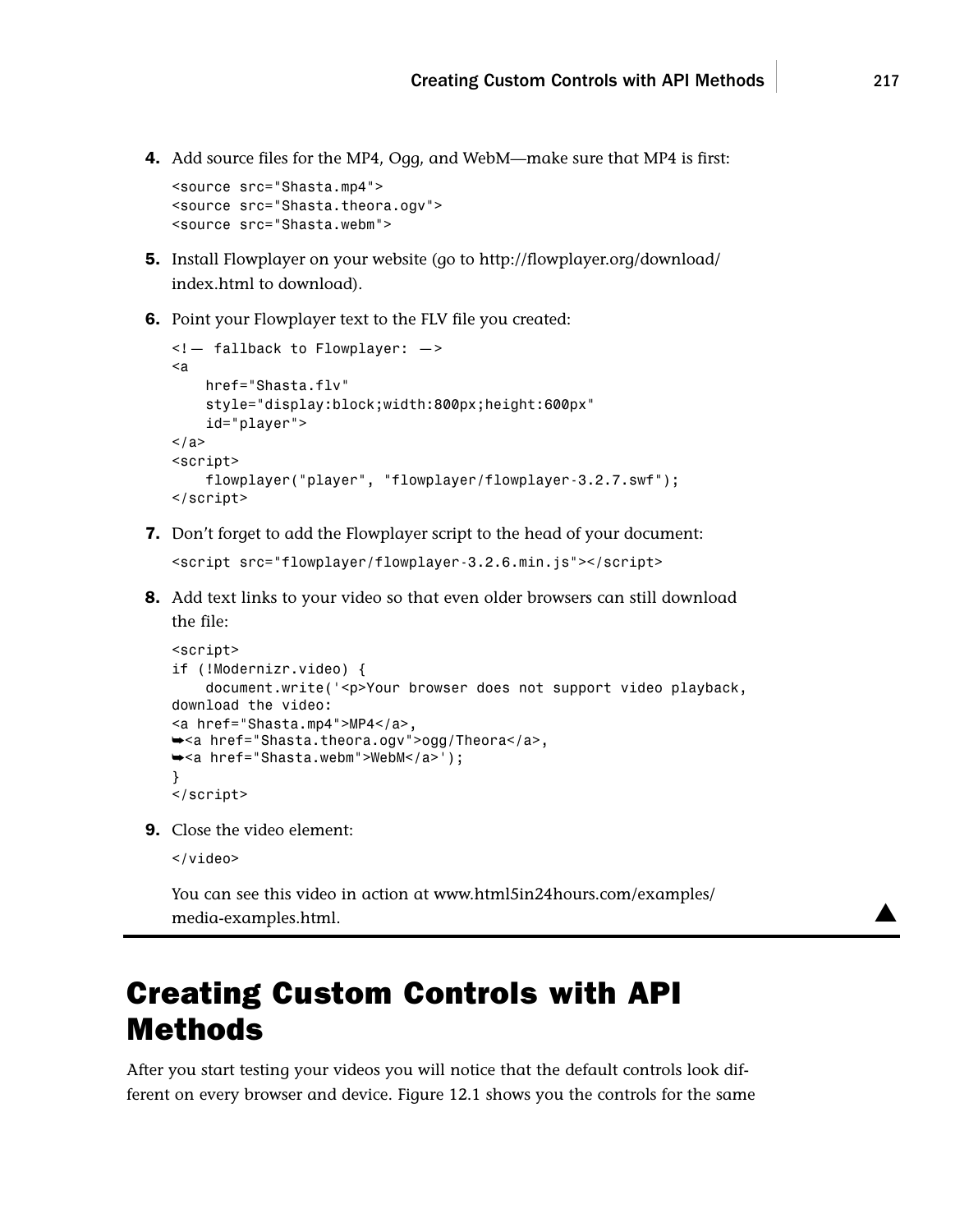4. Add source files for the MP4, Ogg, and WebM—make sure that MP4 is first:

```
<source src="Shasta.mp4">
<source src="Shasta.theora.ogv">
<source src="Shasta.webm">
```

5. Install Flowplayer on your website (go to http://flowplayer.org/download/index.html to download).

6. Point your Flowplayer text to the FLV file you created:

```
<!— fallback to Flowplayer: —>
<a
    href="Shasta.flv"
    style="display:block;width:800px;height:600px"
    id="player">
</a>
<script>
    flowplayer("player", "flowplayer/flowplayer-3.2.7.swf");
</script>
```

7. Don't forget to add the Flowplayer script to the head of your document:

```
<script src="flowplayer/flowplayer-3.2.6.min.js"></script>
```

8. Add text links to your video so that even older browsers can still download the file:

```
<script>
if (!Modernizr.video) {
    document.write('<p>Your browser does not support video playback,
download the video:
<a href="Shasta.mp4">MP4</a>,
➥<a href="Shasta.theora.ogv">ogg/Theora</a>,
➥<a href="Shasta.webm">WebM</a>');
}
</script>
```

9. Close the video element:

```
</video>
```

You can see this video in action at www.html5in24hours.com/examples/media-examples.html.

# Creating Custom Controls with API Methods

After you start testing your videos you will notice that the default controls look different on every browser and device. Figure 12.1 shows you the controls for the same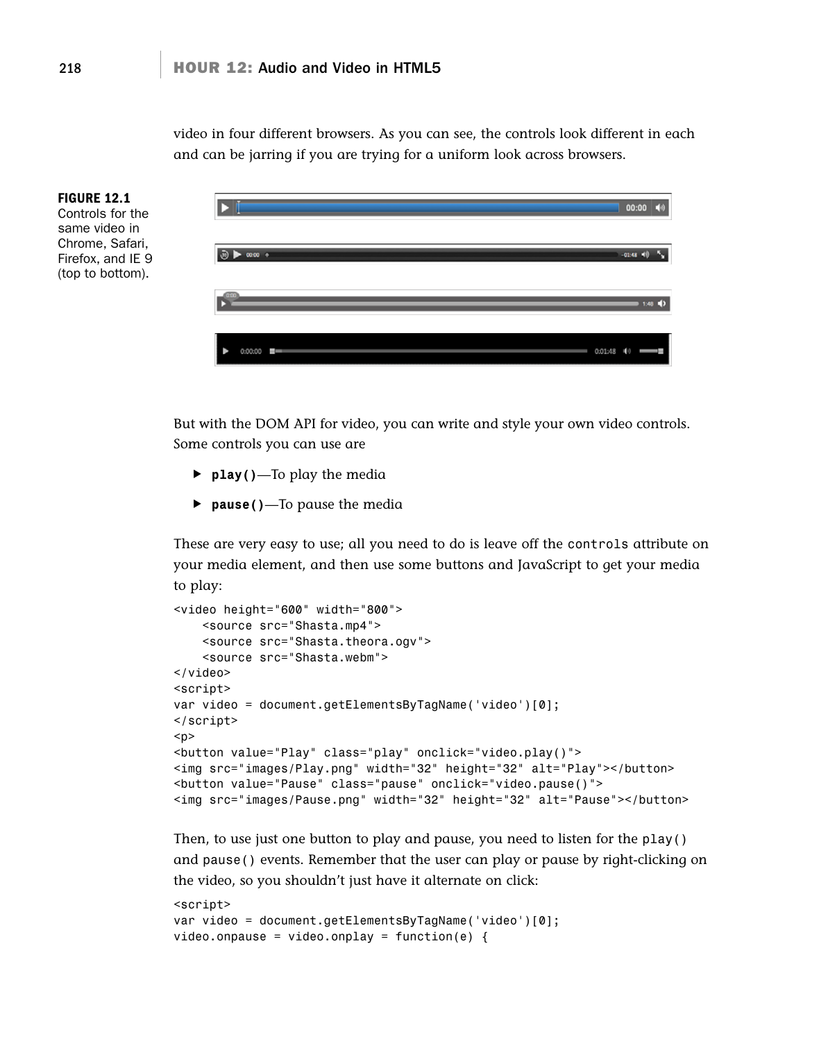video in four different browsers. As you can see, the controls look different in each and can be jarring if you are trying for a uniform look across browsers.

**FIGURE 12.1**
Controls for the same video in Chrome, Safari, Firefox, and IE 9 (top to bottom).

But with the DOM API for video, you can write and style your own video controls. Some controls you can use are

- **`play()`**—To play the media
- **`pause()`**—To pause the media

These are very easy to use; all you need to do is leave off the `controls` attribute on your media element, and then use some buttons and JavaScript to get your media to play:

```
<video height="600" width="800">
    <source src="Shasta.mp4">
    <source src="Shasta.theora.ogv">
    <source src="Shasta.webm">
</video>
<script>
var video = document.getElementsByTagName('video')[0];
</script>
<p>
<button value="Play" class="play" onclick="video.play()">
<img src="images/Play.png" width="32" height="32" alt="Play"></button>
<button value="Pause" class="pause" onclick="video.pause()">
<img src="images/Pause.png" width="32" height="32" alt="Pause"></button>
```

Then, to use just one button to play and pause, you need to listen for the `play()` and `pause()` events. Remember that the user can play or pause by right-clicking on the video, so you shouldn't just have it alternate on click:

```
<script>
var video = document.getElementsByTagName('video')[0];
video.onpause = video.onplay = function(e) {
```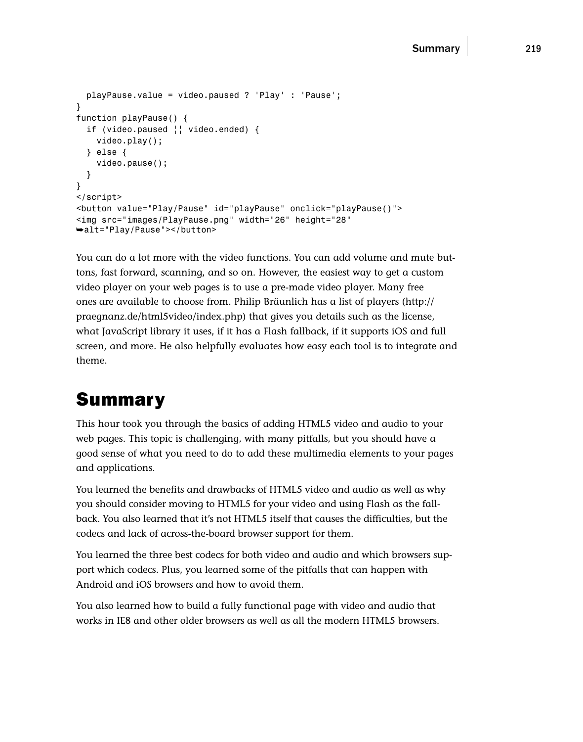```
  playPause.value = video.paused ? 'Play' : 'Pause';
}
function playPause() {
  if (video.paused ¦¦ video.ended) {
    video.play();
  } else {
    video.pause();
  }
}
</script>
<button value="Play/Pause" id="playPause" onclick="playPause()">
<img src="images/PlayPause.png" width="26" height="28"
➥alt="Play/Pause"></button>
```

You can do a lot more with the video functions. You can add volume and mute buttons, fast forward, scanning, and so on. However, the easiest way to get a custom video player on your web pages is to use a pre-made video player. Many free ones are available to choose from. Philip Bräunlich has a list of players (http://praegnanz.de/html5video/index.php) that gives you details such as the license, what JavaScript library it uses, if it has a Flash fallback, if it supports iOS and full screen, and more. He also helpfully evaluates how easy each tool is to integrate and theme.

## Summary

This hour took you through the basics of adding HTML5 video and audio to your web pages. This topic is challenging, with many pitfalls, but you should have a good sense of what you need to do to add these multimedia elements to your pages and applications.

You learned the benefits and drawbacks of HTML5 video and audio as well as why you should consider moving to HTML5 for your video and using Flash as the fallback. You also learned that it's not HTML5 itself that causes the difficulties, but the codecs and lack of across-the-board browser support for them.

You learned the three best codecs for both video and audio and which browsers support which codecs. Plus, you learned some of the pitfalls that can happen with Android and iOS browsers and how to avoid them.

You also learned how to build a fully functional page with video and audio that works in IE8 and other older browsers as well as all the modern HTML5 browsers.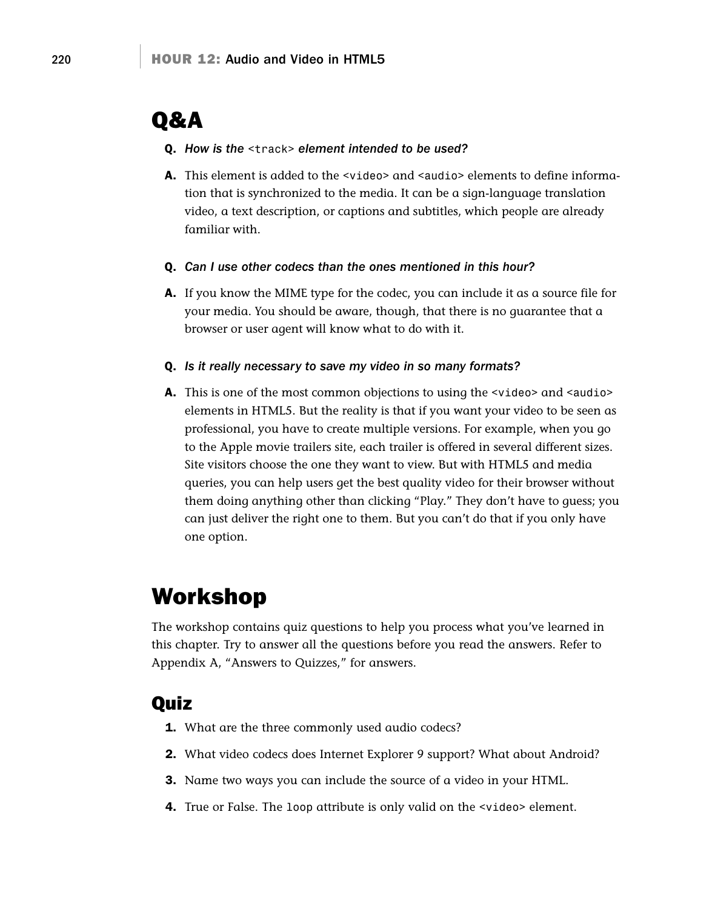## Q&A

**Q.** ***How is the*** `<track>` ***element intended to be used?***

**A.** This element is added to the `<video>` and `<audio>` elements to define information that is synchronized to the media. It can be a sign-language translation video, a text description, or captions and subtitles, which people are already familiar with.

**Q.** ***Can I use other codecs than the ones mentioned in this hour?***

**A.** If you know the MIME type for the codec, you can include it as a source file for your media. You should be aware, though, that there is no guarantee that a browser or user agent will know what to do with it.

**Q.** ***Is it really necessary to save my video in so many formats?***

**A.** This is one of the most common objections to using the `<video>` and `<audio>` elements in HTML5. But the reality is that if you want your video to be seen as professional, you have to create multiple versions. For example, when you go to the Apple movie trailers site, each trailer is offered in several different sizes. Site visitors choose the one they want to view. But with HTML5 and media queries, you can help users get the best quality video for their browser without them doing anything other than clicking "Play." They don't have to guess; you can just deliver the right one to them. But you can't do that if you only have one option.

## Workshop

The workshop contains quiz questions to help you process what you've learned in this chapter. Try to answer all the questions before you read the answers. Refer to Appendix A, "Answers to Quizzes," for answers.

### Quiz

1. What are the three commonly used audio codecs?
2. What video codecs does Internet Explorer 9 support? What about Android?
3. Name two ways you can include the source of a video in your HTML.
4. True or False. The `loop` attribute is only valid on the `<video>` element.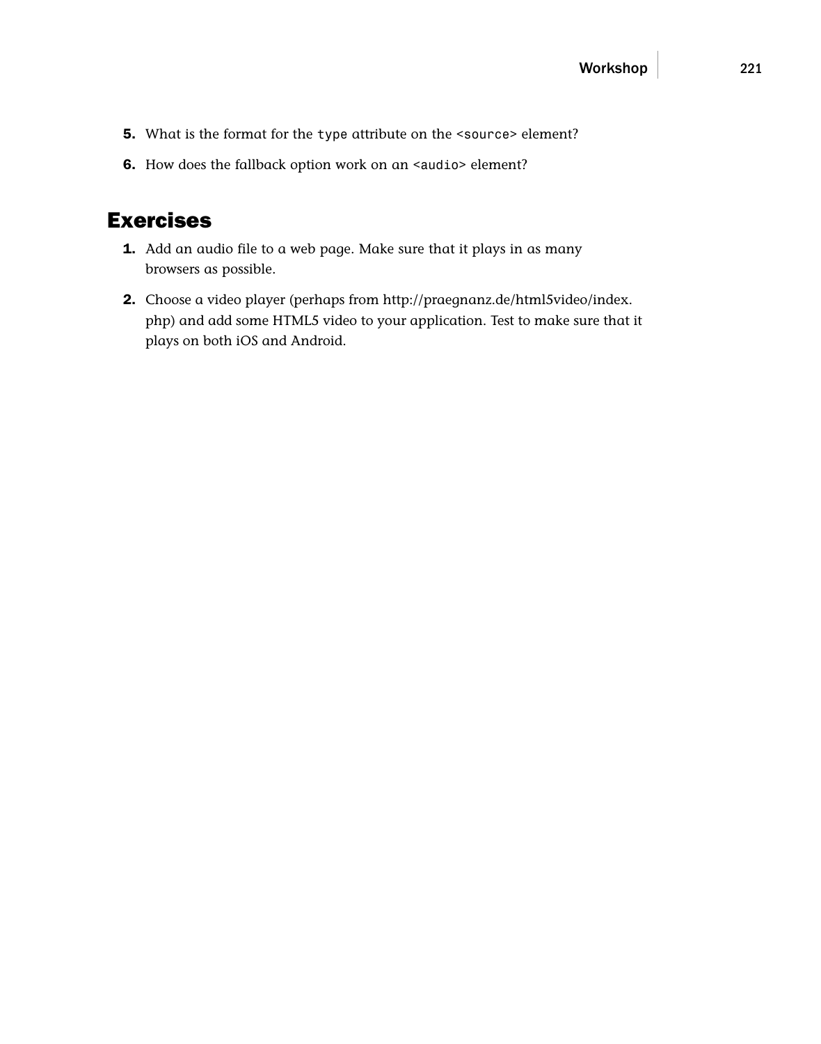5. What is the format for the `type` attribute on the `<source>` element?
6. How does the fallback option work on an `<audio>` element?

## Exercises

1. Add an audio file to a web page. Make sure that it plays in as many browsers as possible.
2. Choose a video player (perhaps from http://praegnanz.de/html5video/index.php) and add some HTML5 video to your application. Test to make sure that it plays on both iOS and Android.